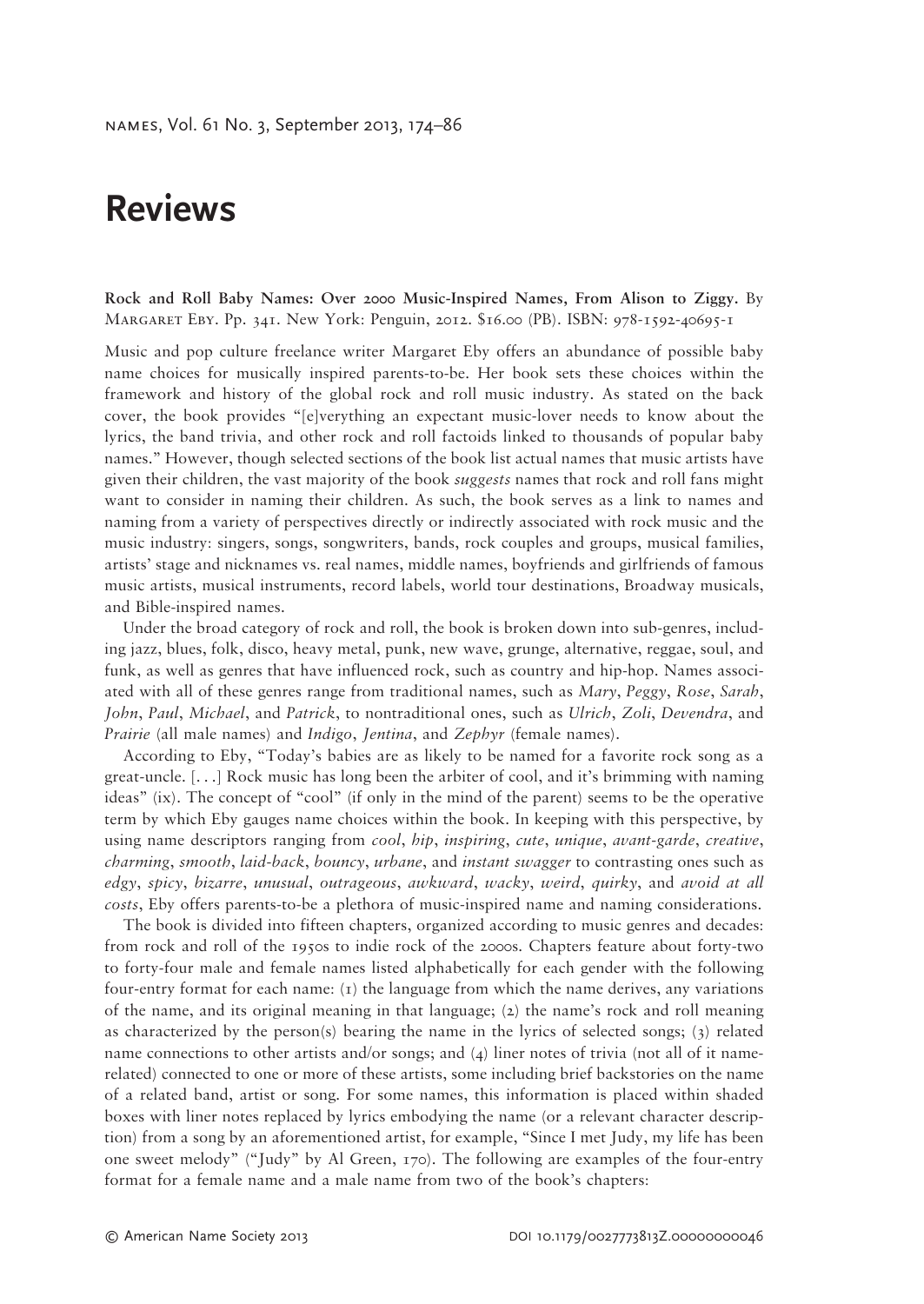# Reviews

**Rock and Roll Baby Names: Over 2000 Music-Inspired Names, From Alison to Ziggy.** By Margaret Eby. Pp. 341. New York: Penguin, 2012. $16.00 (PB). ISBN: 978-1592-40695-1

Music and pop culture freelance writer Margaret Eby offers an abundance of possible baby name choices for musically inspired parents-to-be. Her book sets these choices within the framework and history of the global rock and roll music industry. As stated on the back cover, the book provides "[e]verything an expectant music-lover needs to know about the lyrics, the band trivia, and other rock and roll factoids linked to thousands of popular baby names." However, though selected sections of the book list actual names that music artists have given their children, the vast majority of the book *suggests* names that rock and roll fans might want to consider in naming their children. As such, the book serves as a link to names and naming from a variety of perspectives directly or indirectly associated with rock music and the music industry: singers, songs, songwriters, bands, rock couples and groups, musical families, artists' stage and nicknames vs. real names, middle names, boyfriends and girlfriends of famous music artists, musical instruments, record labels, world tour destinations, Broadway musicals, and Bible-inspired names.

Under the broad category of rock and roll, the book is broken down into sub-genres, including jazz, blues, folk, disco, heavy metal, punk, new wave, grunge, alternative, reggae, soul, and funk, as well as genres that have influenced rock, such as country and hip-hop. Names associated with all of these genres range from traditional names, such as *Mary*, *Peggy*, *Rose*, *Sarah*, *John*, *Paul*, *Michael*, and *Patrick*, to nontraditional ones, such as *Ulrich*, *Zoli*, *Devendra*, and *Prairie* (all male names) and *Indigo*, *Jentina*, and *Zephyr* (female names).

According to Eby, "Today's babies are as likely to be named for a favorite rock song as a great-uncle. [. . .] Rock music has long been the arbiter of cool, and it's brimming with naming ideas" (ix). The concept of "cool" (if only in the mind of the parent) seems to be the operative term by which Eby gauges name choices within the book. In keeping with this perspective, by using name descriptors ranging from *cool*, *hip*, *inspiring*, *cute*, *unique*, *avant-garde*, *creative*, *charming*, *smooth*, *laid-back*, *bouncy*, *urbane*, and *instant swagger* to contrasting ones such as *edgy*, *spicy*, *bizarre*, *unusual*, *outrageous*, *awkward*, *wacky*, *weird*, *quirky*, and *avoid at all costs*, Eby offers parents-to-be a plethora of music-inspired name and naming considerations.

The book is divided into fifteen chapters, organized according to music genres and decades: from rock and roll of the 1950s to indie rock of the 2000s. Chapters feature about forty-two to forty-four male and female names listed alphabetically for each gender with the following four-entry format for each name: (1) the language from which the name derives, any variations of the name, and its original meaning in that language; (2) the name's rock and roll meaning as characterized by the person(s) bearing the name in the lyrics of selected songs; (3) related name connections to other artists and/or songs; and (4) liner notes of trivia (not all of it name-related) connected to one or more of these artists, some including brief backstories on the name of a related band, artist or song. For some names, this information is placed within shaded boxes with liner notes replaced by lyrics embodying the name (or a relevant character description) from a song by an aforementioned artist, for example, "Since I met Judy, my life has been one sweet melody" ("Judy" by Al Green, 170). The following are examples of the four-entry format for a female name and a male name from two of the book's chapters: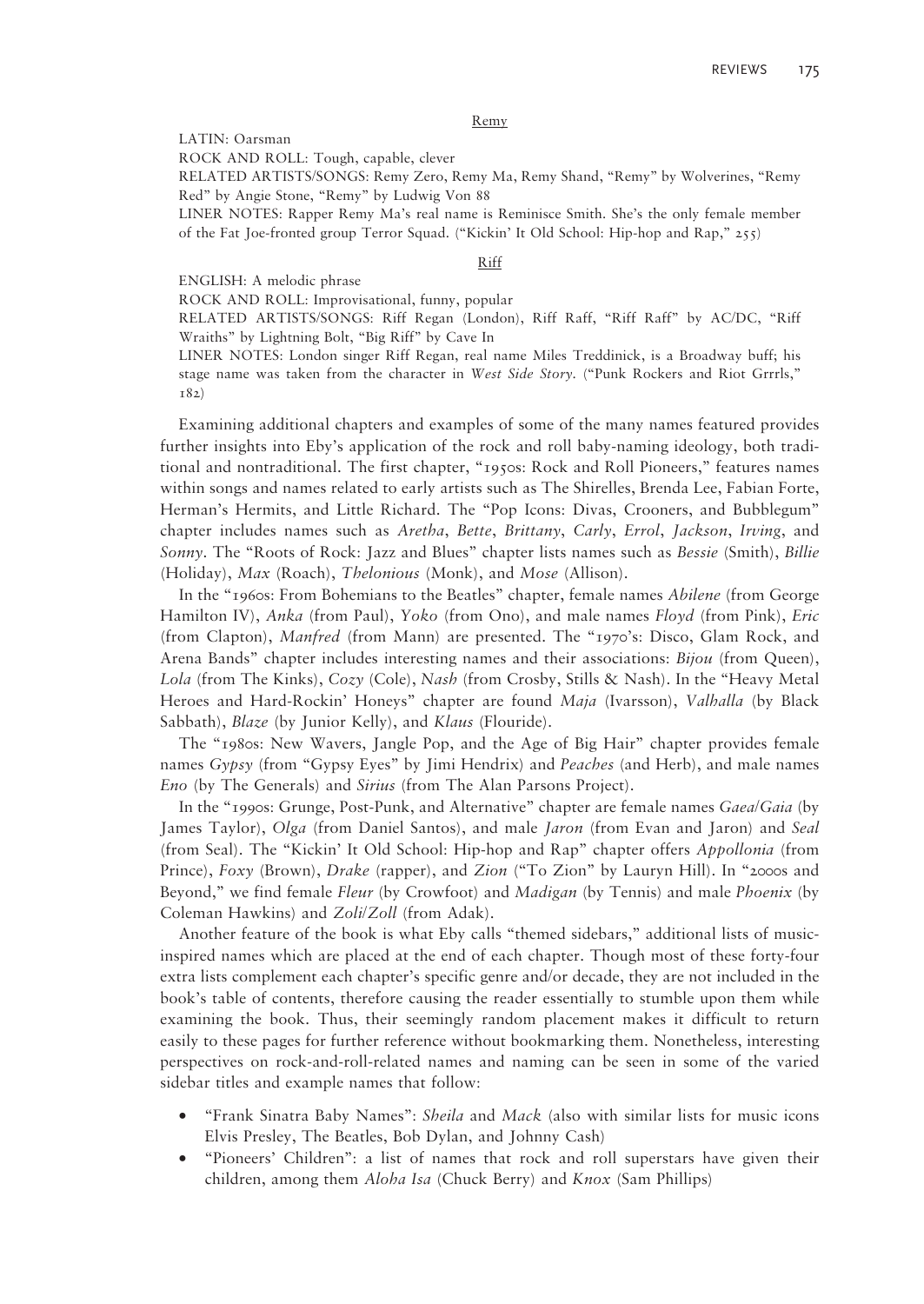<u>Remy</u>

LATIN: Oarsman
ROCK AND ROLL: Tough, capable, clever
RELATED ARTISTS/SONGS: Remy Zero, Remy Ma, Remy Shand, "Remy" by Wolverines, "Remy Red" by Angie Stone, "Remy" by Ludwig Von 88
LINER NOTES: Rapper Remy Ma's real name is Reminisce Smith. She's the only female member of the Fat Joe-fronted group Terror Squad. ("Kickin' It Old School: Hip-hop and Rap," 255)

<u>Riff</u>

ENGLISH: A melodic phrase
ROCK AND ROLL: Improvisational, funny, popular
RELATED ARTISTS/SONGS: Riff Regan (London), Riff Raff, "Riff Raff" by AC/DC, "Riff Wraiths" by Lightning Bolt, "Big Riff" by Cave In
LINER NOTES: London singer Riff Regan, real name Miles Treddinick, is a Broadway buff; his stage name was taken from the character in *West Side Story*. ("Punk Rockers and Riot Grrrls," 182)

Examining additional chapters and examples of some of the many names featured provides further insights into Eby's application of the rock and roll baby-naming ideology, both traditional and nontraditional. The first chapter, "1950s: Rock and Roll Pioneers," features names within songs and names related to early artists such as The Shirelles, Brenda Lee, Fabian Forte, Herman's Hermits, and Little Richard. The "Pop Icons: Divas, Crooners, and Bubblegum" chapter includes names such as *Aretha*, *Bette*, *Brittany*, *Carly*, *Errol*, *Jackson*, *Irving*, and *Sonny*. The "Roots of Rock: Jazz and Blues" chapter lists names such as *Bessie* (Smith), *Billie* (Holiday), *Max* (Roach), *Thelonious* (Monk), and *Mose* (Allison).

In the "1960s: From Bohemians to the Beatles" chapter, female names *Abilene* (from George Hamilton IV), *Anka* (from Paul), *Yoko* (from Ono), and male names *Floyd* (from Pink), *Eric* (from Clapton), *Manfred* (from Mann) are presented. The "1970's: Disco, Glam Rock, and Arena Bands" chapter includes interesting names and their associations: *Bijou* (from Queen), *Lola* (from The Kinks), *Cozy* (Cole), *Nash* (from Crosby, Stills & Nash). In the "Heavy Metal Heroes and Hard-Rockin' Honeys" chapter are found *Maja* (Ivarsson), *Valhalla* (by Black Sabbath), *Blaze* (by Junior Kelly), and *Klaus* (Flouride).

The "1980s: New Wavers, Jangle Pop, and the Age of Big Hair" chapter provides female names *Gypsy* (from "Gypsy Eyes" by Jimi Hendrix) and *Peaches* (and Herb), and male names *Eno* (by The Generals) and *Sirius* (from The Alan Parsons Project).

In the "1990s: Grunge, Post-Punk, and Alternative" chapter are female names *Gaea/Gaia* (by James Taylor), *Olga* (from Daniel Santos), and male *Jaron* (from Evan and Jaron) and *Seal* (from Seal). The "Kickin' It Old School: Hip-hop and Rap" chapter offers *Appollonia* (from Prince), *Foxy* (Brown), *Drake* (rapper), and *Zion* ("To Zion" by Lauryn Hill). In "2000s and Beyond," we find female *Fleur* (by Crowfoot) and *Madigan* (by Tennis) and male *Phoenix* (by Coleman Hawkins) and *Zoli/Zoll* (from Adak).

Another feature of the book is what Eby calls "themed sidebars," additional lists of music-inspired names which are placed at the end of each chapter. Though most of these forty-four extra lists complement each chapter's specific genre and/or decade, they are not included in the book's table of contents, therefore causing the reader essentially to stumble upon them while examining the book. Thus, their seemingly random placement makes it difficult to return easily to these pages for further reference without bookmarking them. Nonetheless, interesting perspectives on rock-and-roll-related names and naming can be seen in some of the varied sidebar titles and example names that follow:

- "Frank Sinatra Baby Names": *Sheila* and *Mack* (also with similar lists for music icons Elvis Presley, The Beatles, Bob Dylan, and Johnny Cash)
- "Pioneers' Children": a list of names that rock and roll superstars have given their children, among them *Aloha Isa* (Chuck Berry) and *Knox* (Sam Phillips)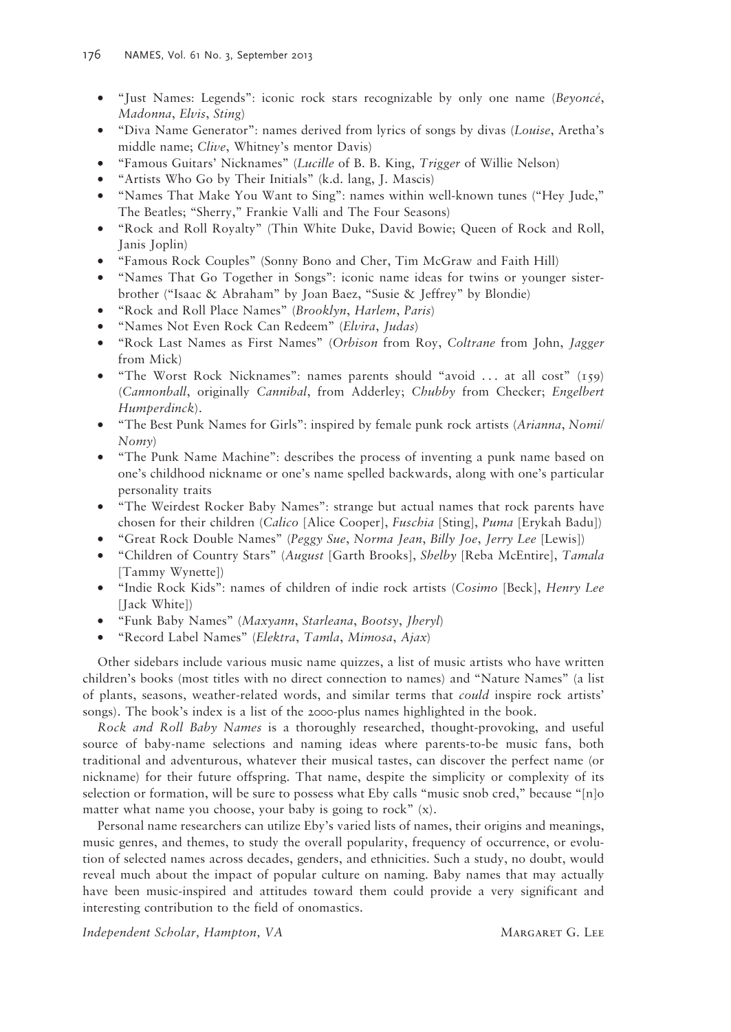- "Just Names: Legends": iconic rock stars recognizable by only one name (*Beyoncé*, *Madonna*, *Elvis*, *Sting*)
- "Diva Name Generator": names derived from lyrics of songs by divas (*Louise*, Aretha's middle name; *Clive*, Whitney's mentor Davis)
- "Famous Guitars' Nicknames" (*Lucille* of B. B. King, *Trigger* of Willie Nelson)
- "Artists Who Go by Their Initials" (k.d. lang, J. Mascis)
- "Names That Make You Want to Sing": names within well-known tunes ("Hey Jude," The Beatles; "Sherry," Frankie Valli and The Four Seasons)
- "Rock and Roll Royalty" (Thin White Duke, David Bowie; Queen of Rock and Roll, Janis Joplin)
- "Famous Rock Couples" (Sonny Bono and Cher, Tim McGraw and Faith Hill)
- "Names That Go Together in Songs": iconic name ideas for twins or younger sister-brother ("Isaac & Abraham" by Joan Baez, "Susie & Jeffrey" by Blondie)
- "Rock and Roll Place Names" (*Brooklyn*, *Harlem*, *Paris*)
- "Names Not Even Rock Can Redeem" (*Elvira*, *Judas*)
- "Rock Last Names as First Names" (*Orbison* from Roy, *Coltrane* from John, *Jagger* from Mick)
- "The Worst Rock Nicknames": names parents should "avoid ... at all cost" (159) (*Cannonball*, originally *Cannibal*, from Adderley; *Chubby* from Checker; *Engelbert Humperdinck*).
- "The Best Punk Names for Girls": inspired by female punk rock artists (*Arianna*, *Nomi*/*Nomy*)
- "The Punk Name Machine": describes the process of inventing a punk name based on one's childhood nickname or one's name spelled backwards, along with one's particular personality traits
- "The Weirdest Rocker Baby Names": strange but actual names that rock parents have chosen for their children (*Calico* [Alice Cooper], *Fuschia* [Sting], *Puma* [Erykah Badu])
- "Great Rock Double Names" (*Peggy Sue*, *Norma Jean*, *Billy Joe*, *Jerry Lee* [Lewis])
- "Children of Country Stars" (*August* [Garth Brooks], *Shelby* [Reba McEntire], *Tamala* [Tammy Wynette])
- "Indie Rock Kids": names of children of indie rock artists (*Cosimo* [Beck], *Henry Lee* [Jack White])
- "Funk Baby Names" (*Maxyann*, *Starleana*, *Bootsy*, *Jheryl*)
- "Record Label Names" (*Elektra*, *Tamla*, *Mimosa*, *Ajax*)

Other sidebars include various music name quizzes, a list of music artists who have written children's books (most titles with no direct connection to names) and "Nature Names" (a list of plants, seasons, weather-related words, and similar terms that *could* inspire rock artists' songs). The book's index is a list of the 2000-plus names highlighted in the book.

*Rock and Roll Baby Names* is a thoroughly researched, thought-provoking, and useful source of baby-name selections and naming ideas where parents-to-be music fans, both traditional and adventurous, whatever their musical tastes, can discover the perfect name (or nickname) for their future offspring. That name, despite the simplicity or complexity of its selection or formation, will be sure to possess what Eby calls "music snob cred," because "[n]o matter what name you choose, your baby is going to rock" (x).

Personal name researchers can utilize Eby's varied lists of names, their origins and meanings, music genres, and themes, to study the overall popularity, frequency of occurrence, or evolution of selected names across decades, genders, and ethnicities. Such a study, no doubt, would reveal much about the impact of popular culture on naming. Baby names that may actually have been music-inspired and attitudes toward them could provide a very significant and interesting contribution to the field of onomastics.

*Independent Scholar, Hampton, VA* MARGARET G. LEE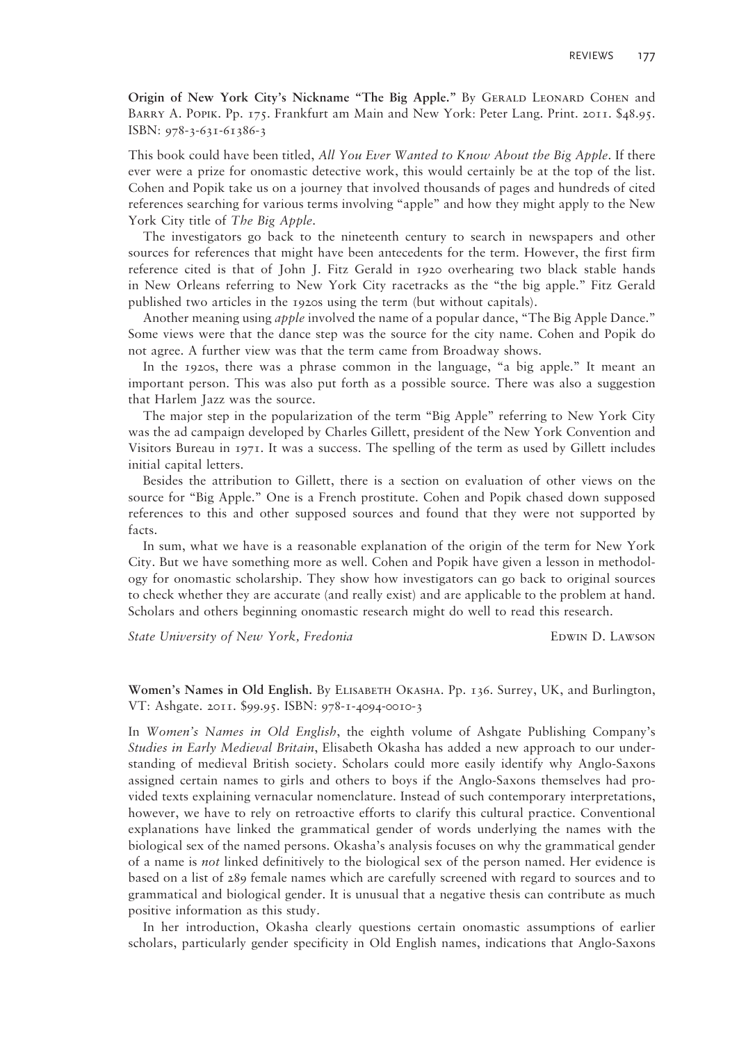**Origin of New York City's Nickname "The Big Apple."** By Gerald Leonard Cohen and Barry A. Popik. Pp. 175. Frankfurt am Main and New York: Peter Lang. Print. 2011. $48.95. ISBN: 978-3-631-61386-3

This book could have been titled, *All You Ever Wanted to Know About the Big Apple*. If there ever were a prize for onomastic detective work, this would certainly be at the top of the list. Cohen and Popik take us on a journey that involved thousands of pages and hundreds of cited references searching for various terms involving "apple" and how they might apply to the New York City title of *The Big Apple*.

The investigators go back to the nineteenth century to search in newspapers and other sources for references that might have been antecedents for the term. However, the first firm reference cited is that of John J. Fitz Gerald in 1920 overhearing two black stable hands in New Orleans referring to New York City racetracks as the "the big apple." Fitz Gerald published two articles in the 1920s using the term (but without capitals).

Another meaning using *apple* involved the name of a popular dance, "The Big Apple Dance." Some views were that the dance step was the source for the city name. Cohen and Popik do not agree. A further view was that the term came from Broadway shows.

In the 1920s, there was a phrase common in the language, "a big apple." It meant an important person. This was also put forth as a possible source. There was also a suggestion that Harlem Jazz was the source.

The major step in the popularization of the term "Big Apple" referring to New York City was the ad campaign developed by Charles Gillett, president of the New York Convention and Visitors Bureau in 1971. It was a success. The spelling of the term as used by Gillett includes initial capital letters.

Besides the attribution to Gillett, there is a section on evaluation of other views on the source for "Big Apple." One is a French prostitute. Cohen and Popik chased down supposed references to this and other supposed sources and found that they were not supported by facts.

In sum, what we have is a reasonable explanation of the origin of the term for New York City. But we have something more as well. Cohen and Popik have given a lesson in methodology for onomastic scholarship. They show how investigators can go back to original sources to check whether they are accurate (and really exist) and are applicable to the problem at hand. Scholars and others beginning onomastic research might do well to read this research.

*State University of New York, Fredonia* Edwin D. Lawson

**Women's Names in Old English.** By Elisabeth Okasha. Pp. 136. Surrey, UK, and Burlington, VT: Ashgate. 2011. $99.95. ISBN: 978-1-4094-0010-3

In *Women's Names in Old English*, the eighth volume of Ashgate Publishing Company's *Studies in Early Medieval Britain*, Elisabeth Okasha has added a new approach to our understanding of medieval British society. Scholars could more easily identify why Anglo-Saxons assigned certain names to girls and others to boys if the Anglo-Saxons themselves had provided texts explaining vernacular nomenclature. Instead of such contemporary interpretations, however, we have to rely on retroactive efforts to clarify this cultural practice. Conventional explanations have linked the grammatical gender of words underlying the names with the biological sex of the named persons. Okasha's analysis focuses on why the grammatical gender of a name is *not* linked definitively to the biological sex of the person named. Her evidence is based on a list of 289 female names which are carefully screened with regard to sources and to grammatical and biological gender. It is unusual that a negative thesis can contribute as much positive information as this study.

In her introduction, Okasha clearly questions certain onomastic assumptions of earlier scholars, particularly gender specificity in Old English names, indications that Anglo-Saxons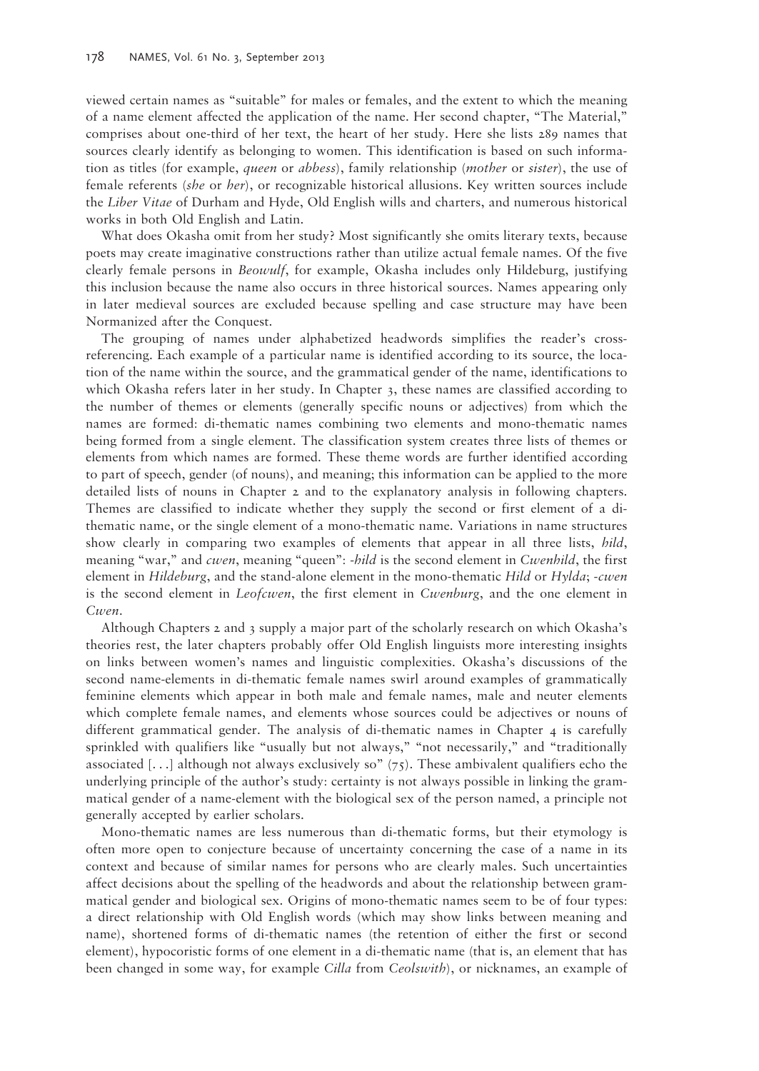viewed certain names as "suitable" for males or females, and the extent to which the meaning of a name element affected the application of the name. Her second chapter, "The Material," comprises about one-third of her text, the heart of her study. Here she lists 289 names that sources clearly identify as belonging to women. This identification is based on such information as titles (for example, *queen* or *abbess*), family relationship (*mother* or *sister*), the use of female referents (*she* or *her*), or recognizable historical allusions. Key written sources include the *Liber Vitae* of Durham and Hyde, Old English wills and charters, and numerous historical works in both Old English and Latin.

What does Okasha omit from her study? Most significantly she omits literary texts, because poets may create imaginative constructions rather than utilize actual female names. Of the five clearly female persons in *Beowulf*, for example, Okasha includes only Hildeburg, justifying this inclusion because the name also occurs in three historical sources. Names appearing only in later medieval sources are excluded because spelling and case structure may have been Normanized after the Conquest.

The grouping of names under alphabetized headwords simplifies the reader's cross-referencing. Each example of a particular name is identified according to its source, the location of the name within the source, and the grammatical gender of the name, identifications to which Okasha refers later in her study. In Chapter 3, these names are classified according to the number of themes or elements (generally specific nouns or adjectives) from which the names are formed: di-thematic names combining two elements and mono-thematic names being formed from a single element. The classification system creates three lists of themes or elements from which names are formed. These theme words are further identified according to part of speech, gender (of nouns), and meaning; this information can be applied to the more detailed lists of nouns in Chapter 2 and to the explanatory analysis in following chapters. Themes are classified to indicate whether they supply the second or first element of a di-thematic name, or the single element of a mono-thematic name. Variations in name structures show clearly in comparing two examples of elements that appear in all three lists, *hild*, meaning "war," and *cwen*, meaning "queen": *-hild* is the second element in *Cwenhild*, the first element in *Hildeburg*, and the stand-alone element in the mono-thematic *Hild* or *Hylda*; *-cwen* is the second element in *Leofcwen*, the first element in *Cwenburg*, and the one element in *Cwen*.

Although Chapters 2 and 3 supply a major part of the scholarly research on which Okasha's theories rest, the later chapters probably offer Old English linguists more interesting insights on links between women's names and linguistic complexities. Okasha's discussions of the second name-elements in di-thematic female names swirl around examples of grammatically feminine elements which appear in both male and female names, male and neuter elements which complete female names, and elements whose sources could be adjectives or nouns of different grammatical gender. The analysis of di-thematic names in Chapter 4 is carefully sprinkled with qualifiers like "usually but not always," "not necessarily," and "traditionally associated [...] although not always exclusively so" (75). These ambivalent qualifiers echo the underlying principle of the author's study: certainty is not always possible in linking the grammatical gender of a name-element with the biological sex of the person named, a principle not generally accepted by earlier scholars.

Mono-thematic names are less numerous than di-thematic forms, but their etymology is often more open to conjecture because of uncertainty concerning the case of a name in its context and because of similar names for persons who are clearly males. Such uncertainties affect decisions about the spelling of the headwords and about the relationship between grammatical gender and biological sex. Origins of mono-thematic names seem to be of four types: a direct relationship with Old English words (which may show links between meaning and name), shortened forms of di-thematic names (the retention of either the first or second element), hypocoristic forms of one element in a di-thematic name (that is, an element that has been changed in some way, for example *Cilla* from *Ceolswith*), or nicknames, an example of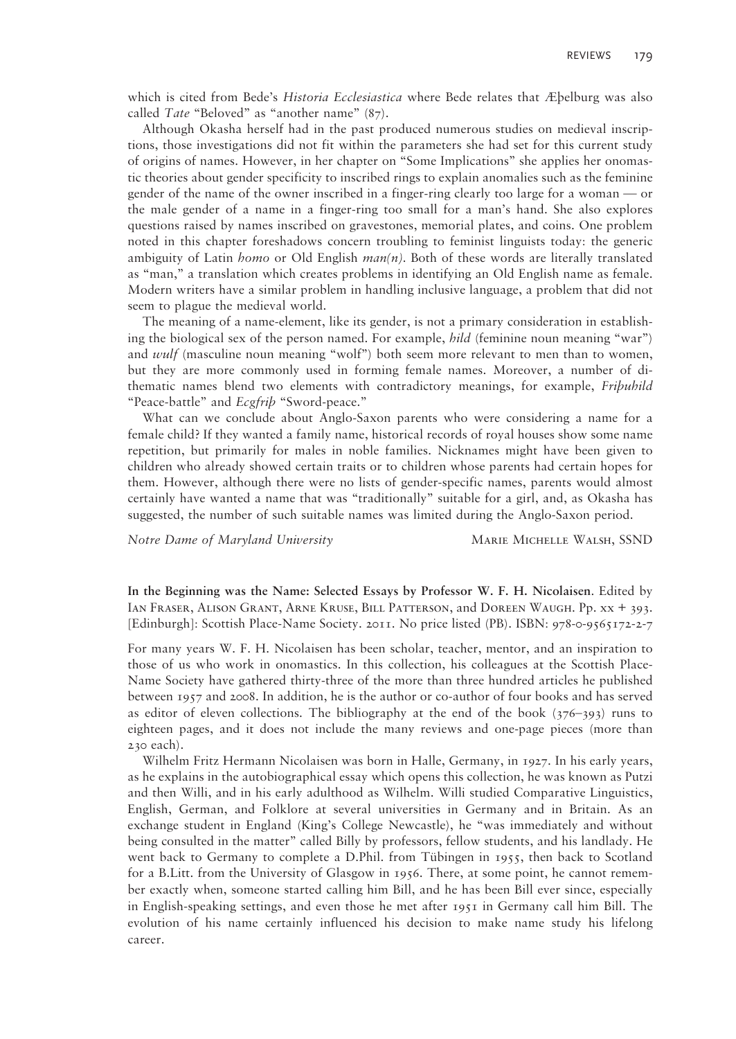which is cited from Bede's *Historia Ecclesiastica* where Bede relates that Æþelburg was also called *Tate* "Beloved" as "another name" (87).

Although Okasha herself had in the past produced numerous studies on medieval inscriptions, those investigations did not fit within the parameters she had set for this current study of origins of names. However, in her chapter on "Some Implications" she applies her onomastic theories about gender specificity to inscribed rings to explain anomalies such as the feminine gender of the name of the owner inscribed in a finger-ring clearly too large for a woman — or the male gender of a name in a finger-ring too small for a man's hand. She also explores questions raised by names inscribed on gravestones, memorial plates, and coins. One problem noted in this chapter foreshadows concern troubling to feminist linguists today: the generic ambiguity of Latin *homo* or Old English *man(n)*. Both of these words are literally translated as "man," a translation which creates problems in identifying an Old English name as female. Modern writers have a similar problem in handling inclusive language, a problem that did not seem to plague the medieval world.

The meaning of a name-element, like its gender, is not a primary consideration in establishing the biological sex of the person named. For example, *hild* (feminine noun meaning "war") and *wulf* (masculine noun meaning "wolf") both seem more relevant to men than to women, but they are more commonly used in forming female names. Moreover, a number of dithematic names blend two elements with contradictory meanings, for example, *Friþuhild* "Peace-battle" and *Ecgfriþ* "Sword-peace."

What can we conclude about Anglo-Saxon parents who were considering a name for a female child? If they wanted a family name, historical records of royal houses show some name repetition, but primarily for males in noble families. Nicknames might have been given to children who already showed certain traits or to children whose parents had certain hopes for them. However, although there were no lists of gender-specific names, parents would almost certainly have wanted a name that was "traditionally" suitable for a girl, and, as Okasha has suggested, the number of such suitable names was limited during the Anglo-Saxon period.

*Notre Dame of Maryland University* — Marie Michelle Walsh, SSND

**In the Beginning was the Name: Selected Essays by Professor W. F. H. Nicolaisen**. Edited by Ian Fraser, Alison Grant, Arne Kruse, Bill Patterson, and Doreen Waugh. Pp. xx + 393. [Edinburgh]: Scottish Place-Name Society. 2011. No price listed (PB). ISBN: 978-0-9565172-2-7

For many years W. F. H. Nicolaisen has been scholar, teacher, mentor, and an inspiration to those of us who work in onomastics. In this collection, his colleagues at the Scottish Place-Name Society have gathered thirty-three of the more than three hundred articles he published between 1957 and 2008. In addition, he is the author or co-author of four books and has served as editor of eleven collections. The bibliography at the end of the book (376–393) runs to eighteen pages, and it does not include the many reviews and one-page pieces (more than 230 each).

Wilhelm Fritz Hermann Nicolaisen was born in Halle, Germany, in 1927. In his early years, as he explains in the autobiographical essay which opens this collection, he was known as Putzi and then Willi, and in his early adulthood as Wilhelm. Willi studied Comparative Linguistics, English, German, and Folklore at several universities in Germany and in Britain. As an exchange student in England (King's College Newcastle), he "was immediately and without being consulted in the matter" called Billy by professors, fellow students, and his landlady. He went back to Germany to complete a D.Phil. from Tübingen in 1955, then back to Scotland for a B.Litt. from the University of Glasgow in 1956. There, at some point, he cannot remember exactly when, someone started calling him Bill, and he has been Bill ever since, especially in English-speaking settings, and even those he met after 1951 in Germany call him Bill. The evolution of his name certainly influenced his decision to make name study his lifelong career.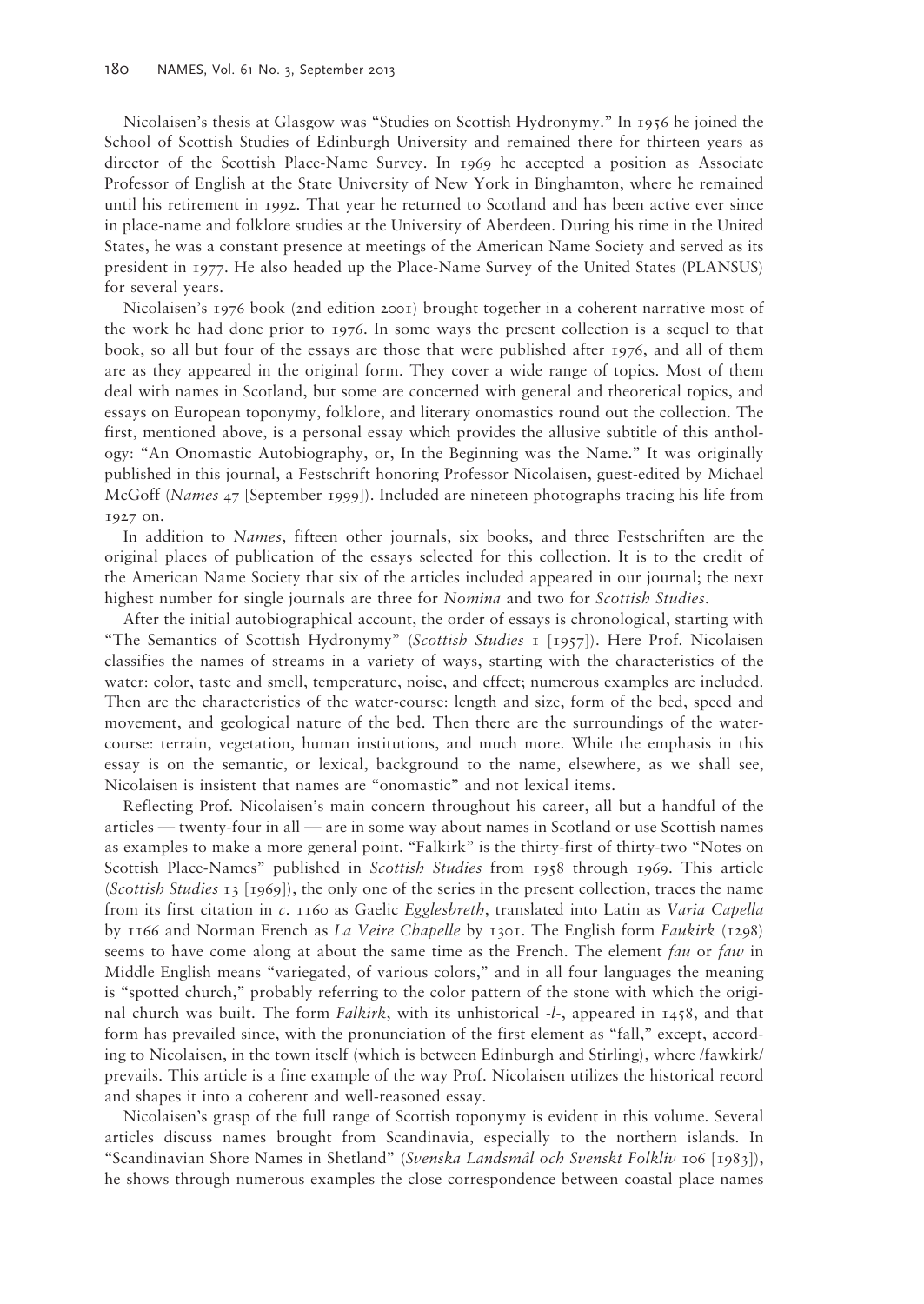Nicolaisen's thesis at Glasgow was "Studies on Scottish Hydronymy." In 1956 he joined the School of Scottish Studies of Edinburgh University and remained there for thirteen years as director of the Scottish Place-Name Survey. In 1969 he accepted a position as Associate Professor of English at the State University of New York in Binghamton, where he remained until his retirement in 1992. That year he returned to Scotland and has been active ever since in place-name and folklore studies at the University of Aberdeen. During his time in the United States, he was a constant presence at meetings of the American Name Society and served as its president in 1977. He also headed up the Place-Name Survey of the United States (PLANSUS) for several years.

Nicolaisen's 1976 book (2nd edition 2001) brought together in a coherent narrative most of the work he had done prior to 1976. In some ways the present collection is a sequel to that book, so all but four of the essays are those that were published after 1976, and all of them are as they appeared in the original form. They cover a wide range of topics. Most of them deal with names in Scotland, but some are concerned with general and theoretical topics, and essays on European toponymy, folklore, and literary onomastics round out the collection. The first, mentioned above, is a personal essay which provides the allusive subtitle of this anthology: "An Onomastic Autobiography, or, In the Beginning was the Name." It was originally published in this journal, a Festschrift honoring Professor Nicolaisen, guest-edited by Michael McGoff (*Names* 47 [September 1999]). Included are nineteen photographs tracing his life from 1927 on.

In addition to *Names*, fifteen other journals, six books, and three Festschriften are the original places of publication of the essays selected for this collection. It is to the credit of the American Name Society that six of the articles included appeared in our journal; the next highest number for single journals are three for *Nomina* and two for *Scottish Studies*.

After the initial autobiographical account, the order of essays is chronological, starting with "The Semantics of Scottish Hydronymy" (*Scottish Studies* 1 [1957]). Here Prof. Nicolaisen classifies the names of streams in a variety of ways, starting with the characteristics of the water: color, taste and smell, temperature, noise, and effect; numerous examples are included. Then are the characteristics of the water-course: length and size, form of the bed, speed and movement, and geological nature of the bed. Then there are the surroundings of the water-course: terrain, vegetation, human institutions, and much more. While the emphasis in this essay is on the semantic, or lexical, background to the name, elsewhere, as we shall see, Nicolaisen is insistent that names are "onomastic" and not lexical items.

Reflecting Prof. Nicolaisen's main concern throughout his career, all but a handful of the articles — twenty-four in all — are in some way about names in Scotland or use Scottish names as examples to make a more general point. "Falkirk" is the thirty-first of thirty-two "Notes on Scottish Place-Names" published in *Scottish Studies* from 1958 through 1969. This article (*Scottish Studies* 13 [1969]), the only one of the series in the present collection, traces the name from its first citation in *c.* 1160 as Gaelic *Egglesbreth*, translated into Latin as *Varia Capella* by 1166 and Norman French as *La Veire Chapelle* by 1301. The English form *Faukirk* (1298) seems to have come along at about the same time as the French. The element *fau* or *faw* in Middle English means "variegated, of various colors," and in all four languages the meaning is "spotted church," probably referring to the color pattern of the stone with which the original church was built. The form *Falkirk*, with its unhistorical *-l-*, appeared in 1458, and that form has prevailed since, with the pronunciation of the first element as "fall," except, according to Nicolaisen, in the town itself (which is between Edinburgh and Stirling), where /fawkirk/ prevails. This article is a fine example of the way Prof. Nicolaisen utilizes the historical record and shapes it into a coherent and well-reasoned essay.

Nicolaisen's grasp of the full range of Scottish toponymy is evident in this volume. Several articles discuss names brought from Scandinavia, especially to the northern islands. In "Scandinavian Shore Names in Shetland" (*Svenska Landsmål och Svenskt Folkliv* 106 [1983]), he shows through numerous examples the close correspondence between coastal place names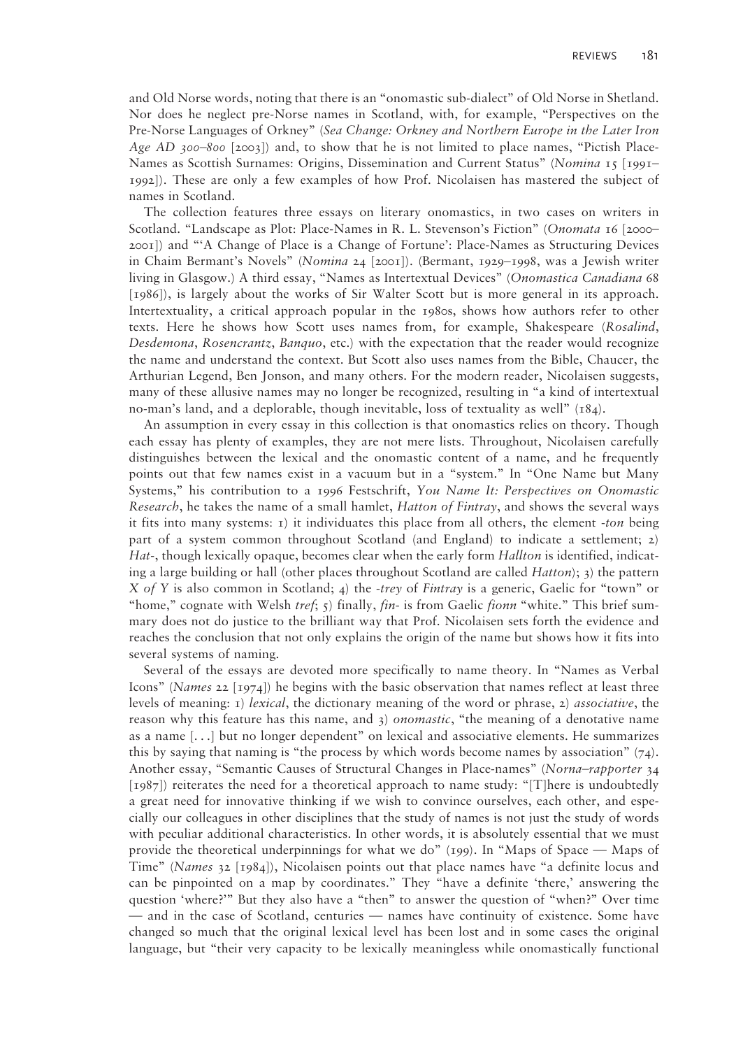and Old Norse words, noting that there is an "onomastic sub-dialect" of Old Norse in Shetland. Nor does he neglect pre-Norse names in Scotland, with, for example, "Perspectives on the Pre-Norse Languages of Orkney" (*Sea Change: Orkney and Northern Europe in the Later Iron Age AD 300–800* [2003]) and, to show that he is not limited to place names, "Pictish Place-Names as Scottish Surnames: Origins, Dissemination and Current Status" (*Nomina* 15 [1991–1992]). These are only a few examples of how Prof. Nicolaisen has mastered the subject of names in Scotland.

The collection features three essays on literary onomastics, in two cases on writers in Scotland. "Landscape as Plot: Place-Names in R. L. Stevenson's Fiction" (*Onomata* 16 [2000–2001]) and "'A Change of Place is a Change of Fortune': Place-Names as Structuring Devices in Chaim Bermant's Novels" (*Nomina* 24 [2001]). (Bermant, 1929–1998, was a Jewish writer living in Glasgow.) A third essay, "Names as Intertextual Devices" (*Onomastica Canadiana* 68 [1986]), is largely about the works of Sir Walter Scott but is more general in its approach. Intertextuality, a critical approach popular in the 1980s, shows how authors refer to other texts. Here he shows how Scott uses names from, for example, Shakespeare (*Rosalind*, *Desdemona*, *Rosencrantz*, *Banquo*, etc.) with the expectation that the reader would recognize the name and understand the context. But Scott also uses names from the Bible, Chaucer, the Arthurian Legend, Ben Jonson, and many others. For the modern reader, Nicolaisen suggests, many of these allusive names may no longer be recognized, resulting in "a kind of intertextual no-man's land, and a deplorable, though inevitable, loss of textuality as well" (184).

An assumption in every essay in this collection is that onomastics relies on theory. Though each essay has plenty of examples, they are not mere lists. Throughout, Nicolaisen carefully distinguishes between the lexical and the onomastic content of a name, and he frequently points out that few names exist in a vacuum but in a "system." In "One Name but Many Systems," his contribution to a 1996 Festschrift, *You Name It: Perspectives on Onomastic Research*, he takes the name of a small hamlet, *Hatton of Fintray*, and shows the several ways it fits into many systems: 1) it individuates this place from all others, the element *-ton* being part of a system common throughout Scotland (and England) to indicate a settlement; 2) *Hat-*, though lexically opaque, becomes clear when the early form *Hallton* is identified, indicating a large building or hall (other places throughout Scotland are called *Hatton*); 3) the pattern *X of Y* is also common in Scotland; 4) the *-trey* of *Fintray* is a generic, Gaelic for "town" or "home," cognate with Welsh *tref*; 5) finally, *fin-* is from Gaelic *fionn* "white." This brief summary does not do justice to the brilliant way that Prof. Nicolaisen sets forth the evidence and reaches the conclusion that not only explains the origin of the name but shows how it fits into several systems of naming.

Several of the essays are devoted more specifically to name theory. In "Names as Verbal Icons" (*Names* 22 [1974]) he begins with the basic observation that names reflect at least three levels of meaning: 1) *lexical*, the dictionary meaning of the word or phrase, 2) *associative*, the reason why this feature has this name, and 3) *onomastic*, "the meaning of a denotative name as a name [...] but no longer dependent" on lexical and associative elements. He summarizes this by saying that naming is "the process by which words become names by association" (74). Another essay, "Semantic Causes of Structural Changes in Place-names" (*Norna–rapporter* 34 [1987]) reiterates the need for a theoretical approach to name study: "[T]here is undoubtedly a great need for innovative thinking if we wish to convince ourselves, each other, and especially our colleagues in other disciplines that the study of names is not just the study of words with peculiar additional characteristics. In other words, it is absolutely essential that we must provide the theoretical underpinnings for what we do" (199). In "Maps of Space — Maps of Time" (*Names* 32 [1984]), Nicolaisen points out that place names have "a definite locus and can be pinpointed on a map by coordinates." They "have a definite 'there,' answering the question 'where?'" But they also have a "then" to answer the question of "when?" Over time — and in the case of Scotland, centuries — names have continuity of existence. Some have changed so much that the original lexical level has been lost and in some cases the original language, but "their very capacity to be lexically meaningless while onomastically functional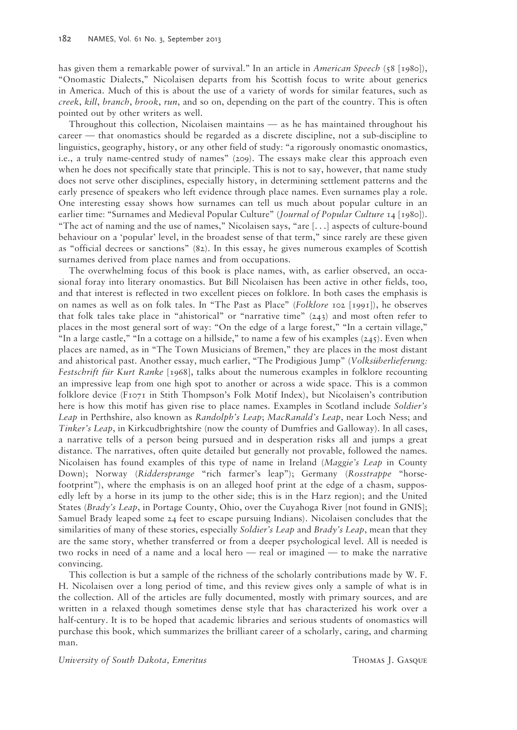has given them a remarkable power of survival." In an article in *American Speech* (58 [1980]), "Onomastic Dialects," Nicolaisen departs from his Scottish focus to write about generics in America. Much of this is about the use of a variety of words for similar features, such as *creek*, *kill*, *branch*, *brook*, *run*, and so on, depending on the part of the country. This is often pointed out by other writers as well.

Throughout this collection, Nicolaisen maintains — as he has maintained throughout his career — that onomastics should be regarded as a discrete discipline, not a sub-discipline to linguistics, geography, history, or any other field of study: "a rigorously onomastic onomastics, i.e., a truly name-centred study of names" (209). The essays make clear this approach even when he does not specifically state that principle. This is not to say, however, that name study does not serve other disciplines, especially history, in determining settlement patterns and the early presence of speakers who left evidence through place names. Even surnames play a role. One interesting essay shows how surnames can tell us much about popular culture in an earlier time: "Surnames and Medieval Popular Culture" (*Journal of Popular Culture* 14 [1980]). "The act of naming and the use of names," Nicolaisen says, "are [. . .] aspects of culture-bound behaviour on a 'popular' level, in the broadest sense of that term," since rarely are these given as "official decrees or sanctions" (82). In this essay, he gives numerous examples of Scottish surnames derived from place names and from occupations.

The overwhelming focus of this book is place names, with, as earlier observed, an occasional foray into literary onomastics. But Bill Nicolaisen has been active in other fields, too, and that interest is reflected in two excellent pieces on folklore. In both cases the emphasis is on names as well as on folk tales. In "The Past as Place" (*Folklore* 102 [1991]), he observes that folk tales take place in "ahistorical" or "narrative time" (243) and most often refer to places in the most general sort of way: "On the edge of a large forest," "In a certain village," "In a large castle," "In a cottage on a hillside," to name a few of his examples (245). Even when places are named, as in "The Town Musicians of Bremen," they are places in the most distant and ahistorical past. Another essay, much earlier, "The Prodigious Jump" (*Volksüberlieferung: Festschrift für Kurt Ranke* [1968], talks about the numerous examples in folklore recounting an impressive leap from one high spot to another or across a wide space. This is a common folklore device (F1071 in Stith Thompson's Folk Motif Index), but Nicolaisen's contribution here is how this motif has given rise to place names. Examples in Scotland include *Soldier's Leap* in Perthshire, also known as *Randolph's Leap*; *MacRanald's Leap*, near Loch Ness; and *Tinker's Leap*, in Kirkcudbrightshire (now the county of Dumfries and Galloway). In all cases, a narrative tells of a person being pursued and in desperation risks all and jumps a great distance. The narratives, often quite detailed but generally not provable, followed the names. Nicolaisen has found examples of this type of name in Ireland (*Maggie's Leap* in County Down); Norway (*Riddersprange* "rich farmer's leap"); Germany (*Rosstrappe* "horse-footprint"), where the emphasis is on an alleged hoof print at the edge of a chasm, supposedly left by a horse in its jump to the other side; this is in the Harz region); and the United States (*Brady's Leap*, in Portage County, Ohio, over the Cuyahoga River [not found in GNIS]; Samuel Brady leaped some 24 feet to escape pursuing Indians). Nicolaisen concludes that the similarities of many of these stories, especially *Soldier's Leap* and *Brady's Leap*, mean that they are the same story, whether transferred or from a deeper psychological level. All is needed is two rocks in need of a name and a local hero — real or imagined — to make the narrative convincing.

This collection is but a sample of the richness of the scholarly contributions made by W. F. H. Nicolaisen over a long period of time, and this review gives only a sample of what is in the collection. All of the articles are fully documented, mostly with primary sources, and are written in a relaxed though sometimes dense style that has characterized his work over a half-century. It is to be hoped that academic libraries and serious students of onomastics will purchase this book, which summarizes the brilliant career of a scholarly, caring, and charming man.

*University of South Dakota, Emeritus* THOMAS J. GASQUE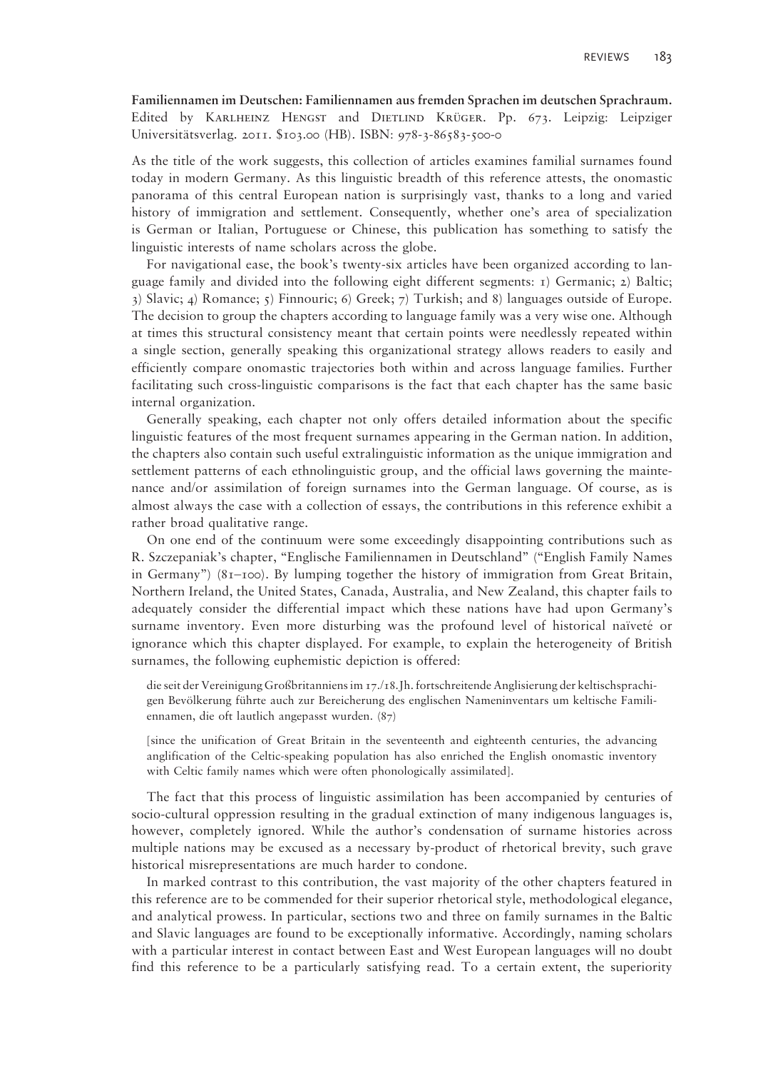**Familiennamen im Deutschen: Familiennamen aus fremden Sprachen im deutschen Sprachraum.** Edited by Karlheinz Hengst and Dietlind Krüger. Pp. 673. Leipzig: Leipziger Universitätsverlag. 2011. $103.00 (HB). ISBN: 978-3-86583-500-0

As the title of the work suggests, this collection of articles examines familial surnames found today in modern Germany. As this linguistic breadth of this reference attests, the onomastic panorama of this central European nation is surprisingly vast, thanks to a long and varied history of immigration and settlement. Consequently, whether one's area of specialization is German or Italian, Portuguese or Chinese, this publication has something to satisfy the linguistic interests of name scholars across the globe.

For navigational ease, the book's twenty-six articles have been organized according to language family and divided into the following eight different segments: 1) Germanic; 2) Baltic; 3) Slavic; 4) Romance; 5) Finnouric; 6) Greek; 7) Turkish; and 8) languages outside of Europe. The decision to group the chapters according to language family was a very wise one. Although at times this structural consistency meant that certain points were needlessly repeated within a single section, generally speaking this organizational strategy allows readers to easily and efficiently compare onomastic trajectories both within and across language families. Further facilitating such cross-linguistic comparisons is the fact that each chapter has the same basic internal organization.

Generally speaking, each chapter not only offers detailed information about the specific linguistic features of the most frequent surnames appearing in the German nation. In addition, the chapters also contain such useful extralinguistic information as the unique immigration and settlement patterns of each ethnolinguistic group, and the official laws governing the maintenance and/or assimilation of foreign surnames into the German language. Of course, as is almost always the case with a collection of essays, the contributions in this reference exhibit a rather broad qualitative range.

On one end of the continuum were some exceedingly disappointing contributions such as R. Szczepaniak's chapter, "Englische Familiennamen in Deutschland" ("English Family Names in Germany") (81–100). By lumping together the history of immigration from Great Britain, Northern Ireland, the United States, Canada, Australia, and New Zealand, this chapter fails to adequately consider the differential impact which these nations have had upon Germany's surname inventory. Even more disturbing was the profound level of historical naïveté or ignorance which this chapter displayed. For example, to explain the heterogeneity of British surnames, the following euphemistic depiction is offered:

> die seit der Vereinigung Großbritanniens im 17./18. Jh. fortschreitende Anglisierung der keltischsprachigen Bevölkerung führte auch zur Bereicherung des englischen Nameninventars um keltische Familiennamen, die oft lautlich angepasst wurden. (87)
>
> [since the unification of Great Britain in the seventeenth and eighteenth centuries, the advancing anglification of the Celtic-speaking population has also enriched the English onomastic inventory with Celtic family names which were often phonologically assimilated].

The fact that this process of linguistic assimilation has been accompanied by centuries of socio-cultural oppression resulting in the gradual extinction of many indigenous languages is, however, completely ignored. While the author's condensation of surname histories across multiple nations may be excused as a necessary by-product of rhetorical brevity, such grave historical misrepresentations are much harder to condone.

In marked contrast to this contribution, the vast majority of the other chapters featured in this reference are to be commended for their superior rhetorical style, methodological elegance, and analytical prowess. In particular, sections two and three on family surnames in the Baltic and Slavic languages are found to be exceptionally informative. Accordingly, naming scholars with a particular interest in contact between East and West European languages will no doubt find this reference to be a particularly satisfying read. To a certain extent, the superiority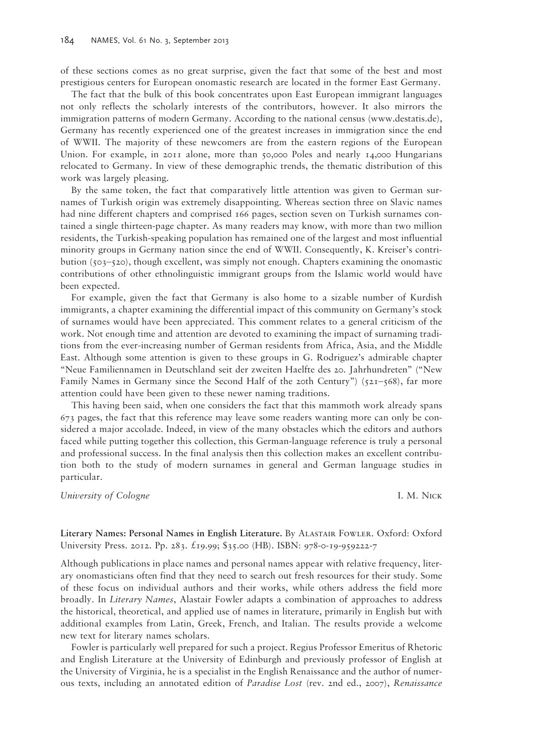of these sections comes as no great surprise, given the fact that some of the best and most prestigious centers for European onomastic research are located in the former East Germany.

The fact that the bulk of this book concentrates upon East European immigrant languages not only reflects the scholarly interests of the contributors, however. It also mirrors the immigration patterns of modern Germany. According to the national census (www.destatis.de), Germany has recently experienced one of the greatest increases in immigration since the end of WWII. The majority of these newcomers are from the eastern regions of the European Union. For example, in 2011 alone, more than 50,000 Poles and nearly 14,000 Hungarians relocated to Germany. In view of these demographic trends, the thematic distribution of this work was largely pleasing.

By the same token, the fact that comparatively little attention was given to German surnames of Turkish origin was extremely disappointing. Whereas section three on Slavic names had nine different chapters and comprised 166 pages, section seven on Turkish surnames contained a single thirteen-page chapter. As many readers may know, with more than two million residents, the Turkish-speaking population has remained one of the largest and most influential minority groups in Germany nation since the end of WWII. Consequently, K. Kreiser's contribution (503–520), though excellent, was simply not enough. Chapters examining the onomastic contributions of other ethnolinguistic immigrant groups from the Islamic world would have been expected.

For example, given the fact that Germany is also home to a sizable number of Kurdish immigrants, a chapter examining the differential impact of this community on Germany's stock of surnames would have been appreciated. This comment relates to a general criticism of the work. Not enough time and attention are devoted to examining the impact of surnaming traditions from the ever-increasing number of German residents from Africa, Asia, and the Middle East. Although some attention is given to these groups in G. Rodriguez's admirable chapter "Neue Familiennamen in Deutschland seit der zweiten Haelfte des 20. Jahrhundreten" ("New Family Names in Germany since the Second Half of the 20th Century") (521–568), far more attention could have been given to these newer naming traditions.

This having been said, when one considers the fact that this mammoth work already spans 673 pages, the fact that this reference may leave some readers wanting more can only be considered a major accolade. Indeed, in view of the many obstacles which the editors and authors faced while putting together this collection, this German-language reference is truly a personal and professional success. In the final analysis then this collection makes an excellent contribution both to the study of modern surnames in general and German language studies in particular.

*University of Cologne* I. M. Nick

**Literary Names: Personal Names in English Literature.** By Alastair Fowler. Oxford: Oxford University Press. 2012. Pp. 283. £19.99; $35.00 (HB). ISBN: 978-0-19-959222-7

Although publications in place names and personal names appear with relative frequency, literary onomasticians often find that they need to search out fresh resources for their study. Some of these focus on individual authors and their works, while others address the field more broadly. In *Literary Names*, Alastair Fowler adapts a combination of approaches to address the historical, theoretical, and applied use of names in literature, primarily in English but with additional examples from Latin, Greek, French, and Italian. The results provide a welcome new text for literary names scholars.

Fowler is particularly well prepared for such a project. Regius Professor Emeritus of Rhetoric and English Literature at the University of Edinburgh and previously professor of English at the University of Virginia, he is a specialist in the English Renaissance and the author of numerous texts, including an annotated edition of *Paradise Lost* (rev. 2nd ed., 2007), *Renaissance*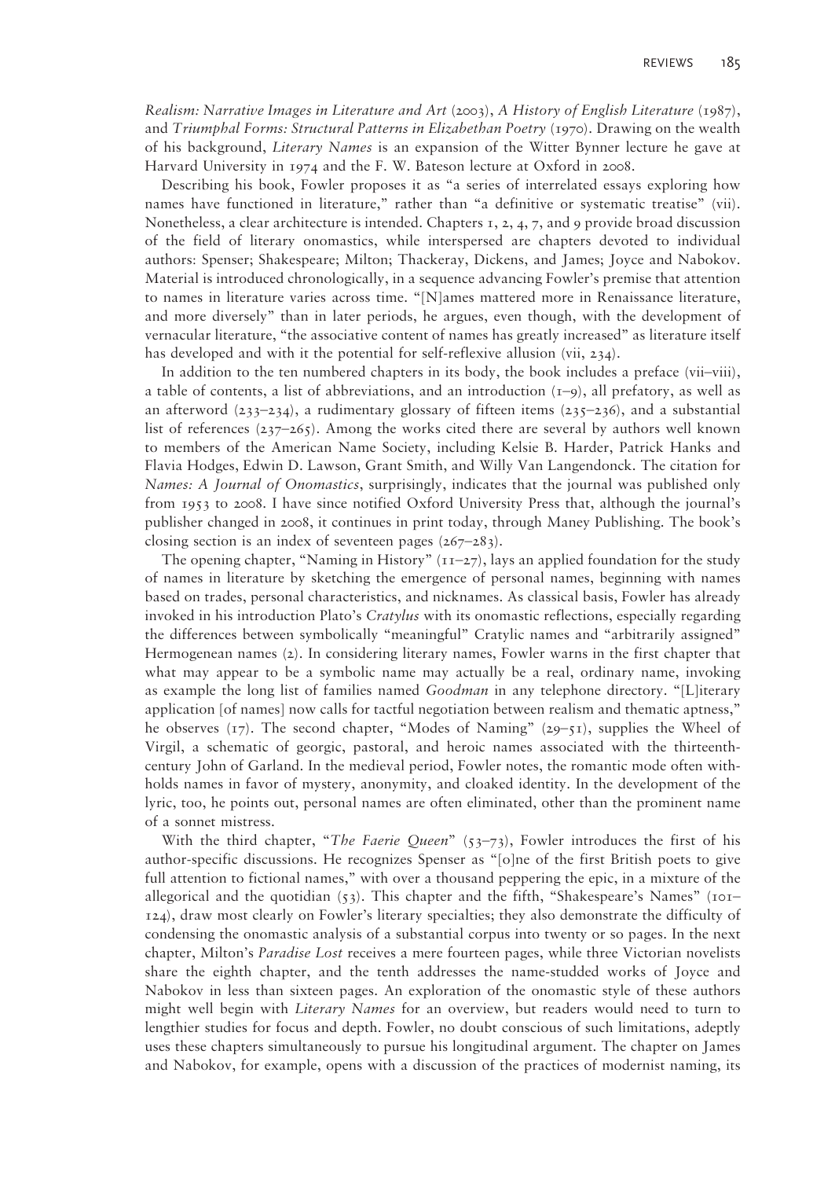*Realism: Narrative Images in Literature and Art* (2003), *A History of English Literature* (1987), and *Triumphal Forms: Structural Patterns in Elizabethan Poetry* (1970). Drawing on the wealth of his background, *Literary Names* is an expansion of the Witter Bynner lecture he gave at Harvard University in 1974 and the F. W. Bateson lecture at Oxford in 2008.

Describing his book, Fowler proposes it as "a series of interrelated essays exploring how names have functioned in literature," rather than "a definitive or systematic treatise" (vii). Nonetheless, a clear architecture is intended. Chapters 1, 2, 4, 7, and 9 provide broad discussion of the field of literary onomastics, while interspersed are chapters devoted to individual authors: Spenser; Shakespeare; Milton; Thackeray, Dickens, and James; Joyce and Nabokov. Material is introduced chronologically, in a sequence advancing Fowler's premise that attention to names in literature varies across time. "[N]ames mattered more in Renaissance literature, and more diversely" than in later periods, he argues, even though, with the development of vernacular literature, "the associative content of names has greatly increased" as literature itself has developed and with it the potential for self-reflexive allusion (vii, 234).

In addition to the ten numbered chapters in its body, the book includes a preface (vii–viii), a table of contents, a list of abbreviations, and an introduction (1–9), all prefatory, as well as an afterword (233–234), a rudimentary glossary of fifteen items (235–236), and a substantial list of references (237–265). Among the works cited there are several by authors well known to members of the American Name Society, including Kelsie B. Harder, Patrick Hanks and Flavia Hodges, Edwin D. Lawson, Grant Smith, and Willy Van Langendonck. The citation for *Names: A Journal of Onomastics*, surprisingly, indicates that the journal was published only from 1953 to 2008. I have since notified Oxford University Press that, although the journal's publisher changed in 2008, it continues in print today, through Maney Publishing. The book's closing section is an index of seventeen pages (267–283).

The opening chapter, "Naming in History" (11–27), lays an applied foundation for the study of names in literature by sketching the emergence of personal names, beginning with names based on trades, personal characteristics, and nicknames. As classical basis, Fowler has already invoked in his introduction Plato's *Cratylus* with its onomastic reflections, especially regarding the differences between symbolically "meaningful" Cratylic names and "arbitrarily assigned" Hermogenean names (2). In considering literary names, Fowler warns in the first chapter that what may appear to be a symbolic name may actually be a real, ordinary name, invoking as example the long list of families named *Goodman* in any telephone directory. "[L]iterary application [of names] now calls for tactful negotiation between realism and thematic aptness," he observes (17). The second chapter, "Modes of Naming" (29–51), supplies the Wheel of Virgil, a schematic of georgic, pastoral, and heroic names associated with the thirteenth-century John of Garland. In the medieval period, Fowler notes, the romantic mode often withholds names in favor of mystery, anonymity, and cloaked identity. In the development of the lyric, too, he points out, personal names are often eliminated, other than the prominent name of a sonnet mistress.

With the third chapter, "*The Faerie Queen*" (53–73), Fowler introduces the first of his author-specific discussions. He recognizes Spenser as "[o]ne of the first British poets to give full attention to fictional names," with over a thousand peppering the epic, in a mixture of the allegorical and the quotidian (53). This chapter and the fifth, "Shakespeare's Names" (101–124), draw most clearly on Fowler's literary specialties; they also demonstrate the difficulty of condensing the onomastic analysis of a substantial corpus into twenty or so pages. In the next chapter, Milton's *Paradise Lost* receives a mere fourteen pages, while three Victorian novelists share the eighth chapter, and the tenth addresses the name-studded works of Joyce and Nabokov in less than sixteen pages. An exploration of the onomastic style of these authors might well begin with *Literary Names* for an overview, but readers would need to turn to lengthier studies for focus and depth. Fowler, no doubt conscious of such limitations, adeptly uses these chapters simultaneously to pursue his longitudinal argument. The chapter on James and Nabokov, for example, opens with a discussion of the practices of modernist naming, its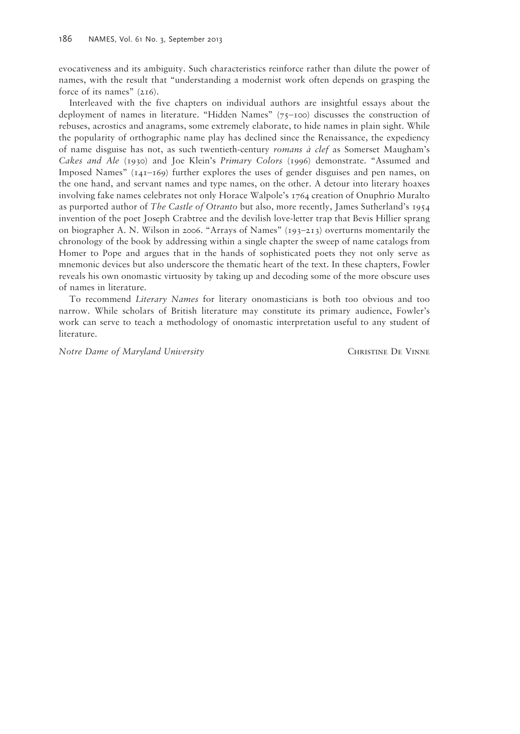evocativeness and its ambiguity. Such characteristics reinforce rather than dilute the power of names, with the result that "understanding a modernist work often depends on grasping the force of its names" (216).

Interleaved with the five chapters on individual authors are insightful essays about the deployment of names in literature. "Hidden Names" (75–100) discusses the construction of rebuses, acrostics and anagrams, some extremely elaborate, to hide names in plain sight. While the popularity of orthographic name play has declined since the Renaissance, the expediency of name disguise has not, as such twentieth-century *romans à clef* as Somerset Maugham's *Cakes and Ale* (1930) and Joe Klein's *Primary Colors* (1996) demonstrate. "Assumed and Imposed Names" (141–169) further explores the uses of gender disguises and pen names, on the one hand, and servant names and type names, on the other. A detour into literary hoaxes involving fake names celebrates not only Horace Walpole's 1764 creation of Onuphrio Muralto as purported author of *The Castle of Otranto* but also, more recently, James Sutherland's 1954 invention of the poet Joseph Crabtree and the devilish love-letter trap that Bevis Hillier sprang on biographer A. N. Wilson in 2006. "Arrays of Names" (193–213) overturns momentarily the chronology of the book by addressing within a single chapter the sweep of name catalogs from Homer to Pope and argues that in the hands of sophisticated poets they not only serve as mnemonic devices but also underscore the thematic heart of the text. In these chapters, Fowler reveals his own onomastic virtuosity by taking up and decoding some of the more obscure uses of names in literature.

To recommend *Literary Names* for literary onomasticians is both too obvious and too narrow. While scholars of British literature may constitute its primary audience, Fowler's work can serve to teach a methodology of onomastic interpretation useful to any student of literature.

*Notre Dame of Maryland University* Christine De Vinne